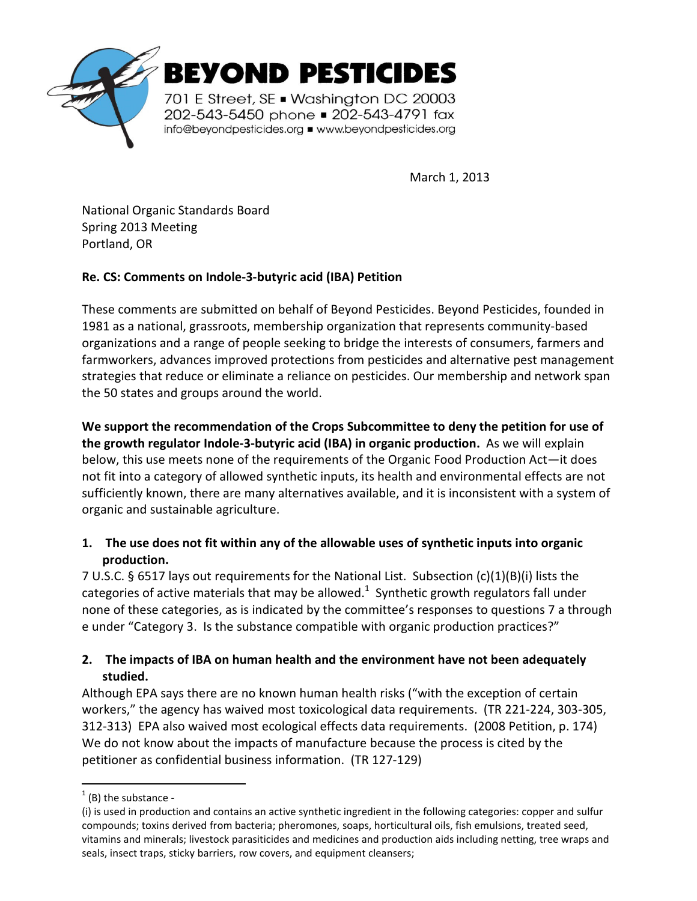**BEYOND PESTICIDES**

701 E Street, SE ▪ Washington DC 20003
202-543-5450 phone ▪ 202-543-4791 fax
info@beyondpesticides.org ▪ www.beyondpesticides.org

March 1, 2013

National Organic Standards Board
Spring 2013 Meeting
Portland, OR

**Re. CS: Comments on Indole-3-butyric acid (IBA) Petition**

These comments are submitted on behalf of Beyond Pesticides. Beyond Pesticides, founded in 1981 as a national, grassroots, membership organization that represents community-based organizations and a range of people seeking to bridge the interests of consumers, farmers and farmworkers, advances improved protections from pesticides and alternative pest management strategies that reduce or eliminate a reliance on pesticides. Our membership and network span the 50 states and groups around the world.

**We support the recommendation of the Crops Subcommittee to deny the petition for use of the growth regulator Indole-3-butyric acid (IBA) in organic production.** As we will explain below, this use meets none of the requirements of the Organic Food Production Act—it does not fit into a category of allowed synthetic inputs, its health and environmental effects are not sufficiently known, there are many alternatives available, and it is inconsistent with a system of organic and sustainable agriculture.

1. **The use does not fit within any of the allowable uses of synthetic inputs into organic production.**
7 U.S.C. § 6517 lays out requirements for the National List. Subsection (c)(1)(B)(i) lists the categories of active materials that may be allowed.[1] Synthetic growth regulators fall under none of these categories, as is indicated by the committee's responses to questions 7 a through e under "Category 3. Is the substance compatible with organic production practices?"

2. **The impacts of IBA on human health and the environment have not been adequately studied.**
Although EPA says there are no known human health risks ("with the exception of certain workers," the agency has waived most toxicological data requirements. (TR 221-224, 303-305, 312-313) EPA also waived most ecological effects data requirements. (2008 Petition, p. 174) We do not know about the impacts of manufacture because the process is cited by the petitioner as confidential business information. (TR 127-129)

---

[1] (B) the substance -
(i) is used in production and contains an active synthetic ingredient in the following categories: copper and sulfur compounds; toxins derived from bacteria; pheromones, soaps, horticultural oils, fish emulsions, treated seed, vitamins and minerals; livestock parasiticides and medicines and production aids including netting, tree wraps and seals, insect traps, sticky barriers, row covers, and equipment cleansers;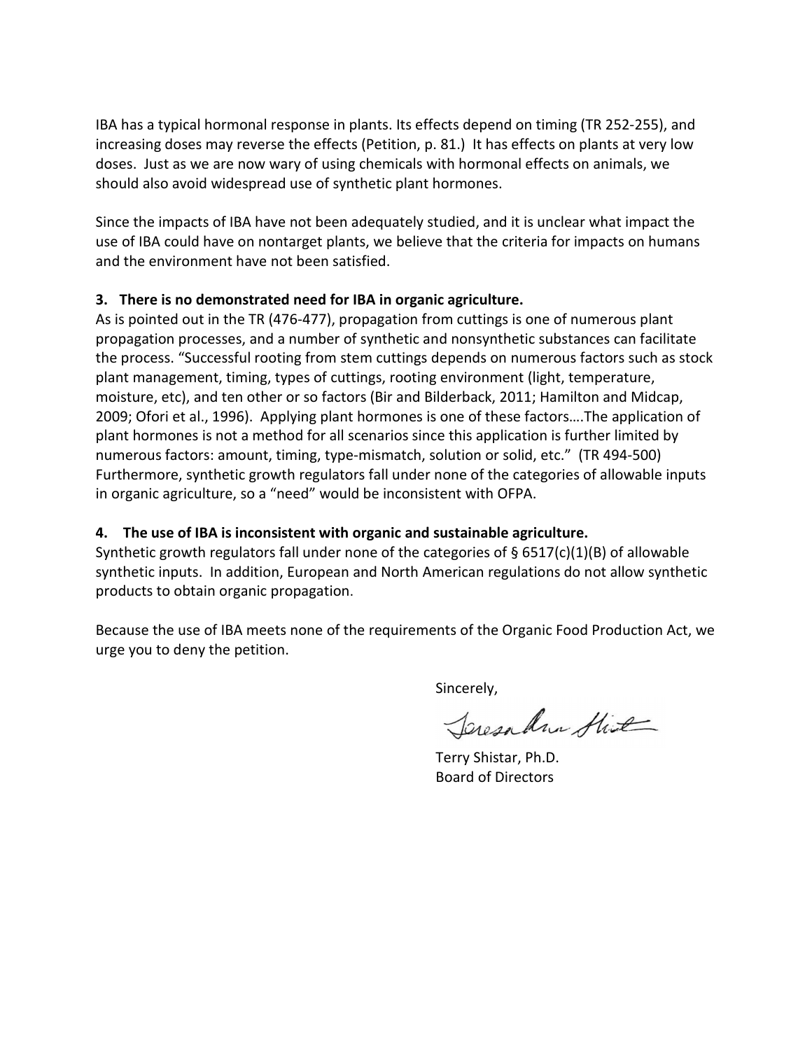IBA has a typical hormonal response in plants. Its effects depend on timing (TR 252-255), and increasing doses may reverse the effects (Petition, p. 81.) It has effects on plants at very low doses. Just as we are now wary of using chemicals with hormonal effects on animals, we should also avoid widespread use of synthetic plant hormones.

Since the impacts of IBA have not been adequately studied, and it is unclear what impact the use of IBA could have on nontarget plants, we believe that the criteria for impacts on humans and the environment have not been satisfied.

**3. There is no demonstrated need for IBA in organic agriculture.**

As is pointed out in the TR (476-477), propagation from cuttings is one of numerous plant propagation processes, and a number of synthetic and nonsynthetic substances can facilitate the process. "Successful rooting from stem cuttings depends on numerous factors such as stock plant management, timing, types of cuttings, rooting environment (light, temperature, moisture, etc), and ten other or so factors (Bir and Bilderback, 2011; Hamilton and Midcap, 2009; Ofori et al., 1996). Applying plant hormones is one of these factors….The application of plant hormones is not a method for all scenarios since this application is further limited by numerous factors: amount, timing, type-mismatch, solution or solid, etc." (TR 494-500) Furthermore, synthetic growth regulators fall under none of the categories of allowable inputs in organic agriculture, so a "need" would be inconsistent with OFPA.

**4. The use of IBA is inconsistent with organic and sustainable agriculture.**

Synthetic growth regulators fall under none of the categories of § 6517(c)(1)(B) of allowable synthetic inputs. In addition, European and North American regulations do not allow synthetic products to obtain organic propagation.

Because the use of IBA meets none of the requirements of the Organic Food Production Act, we urge you to deny the petition.

Sincerely,

Terry Shistar, Ph.D.
Board of Directors